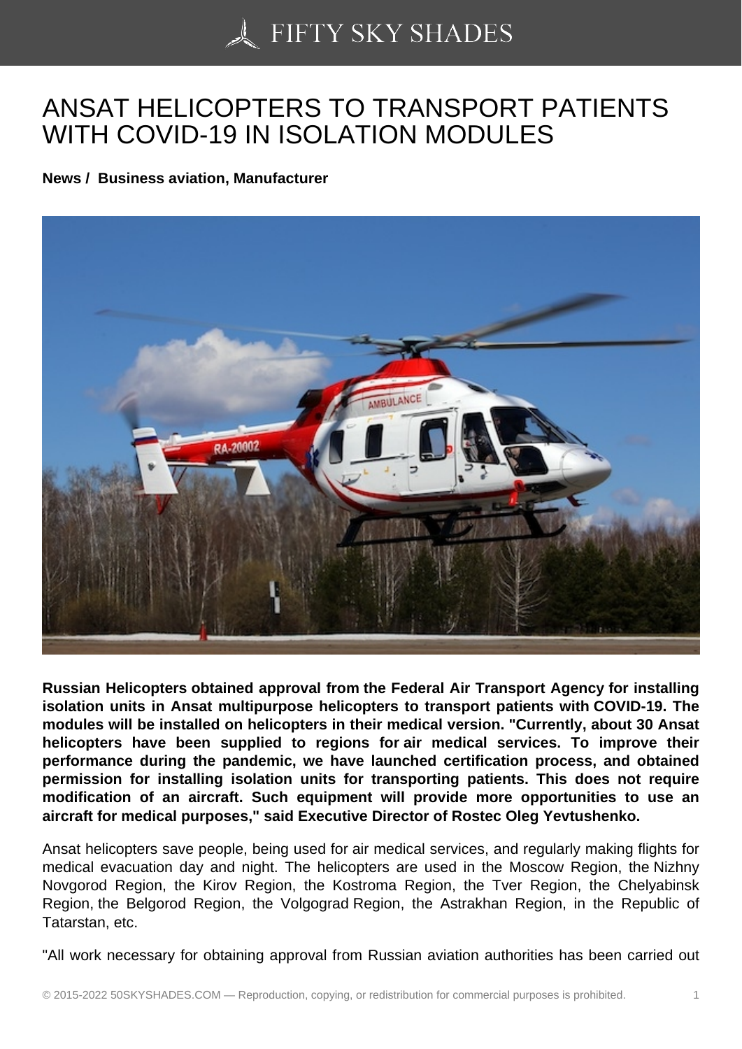# ANSAT HELICOPTERS TO TRANSPORT PATIENTS WITH COVID-19 IN ISOLATION MODULES

**News / Business aviation, Manufacturer**

**Russian Helicopters obtained approval from the Federal Air Transport Agency for installing isolation units in Ansat multipurpose helicopters to transport patients with COVID-19. The modules will be installed on helicopters in their medical version. "Currently, about 30 Ansat helicopters have been supplied to regions for air medical services. To improve their performance during the pandemic, we have launched certification process, and obtained permission for installing isolation units for transporting patients. This does not require modification of an aircraft. Such equipment will provide more opportunities to use an aircraft for medical purposes," said Executive Director of Rostec Oleg Yevtushenko.**

Ansat helicopters save people, being used for air medical services, and regularly making flights for medical evacuation day and night. The helicopters are used in the Moscow Region, the Nizhny Novgorod Region, the Kirov Region, the Kostroma Region, the Tver Region, the Chelyabinsk Region, the Belgorod Region, the Volgograd Region, the Astrakhan Region, in the Republic of Tatarstan, etc.

"All work necessary for obtaining approval from Russian aviation authorities has been carried out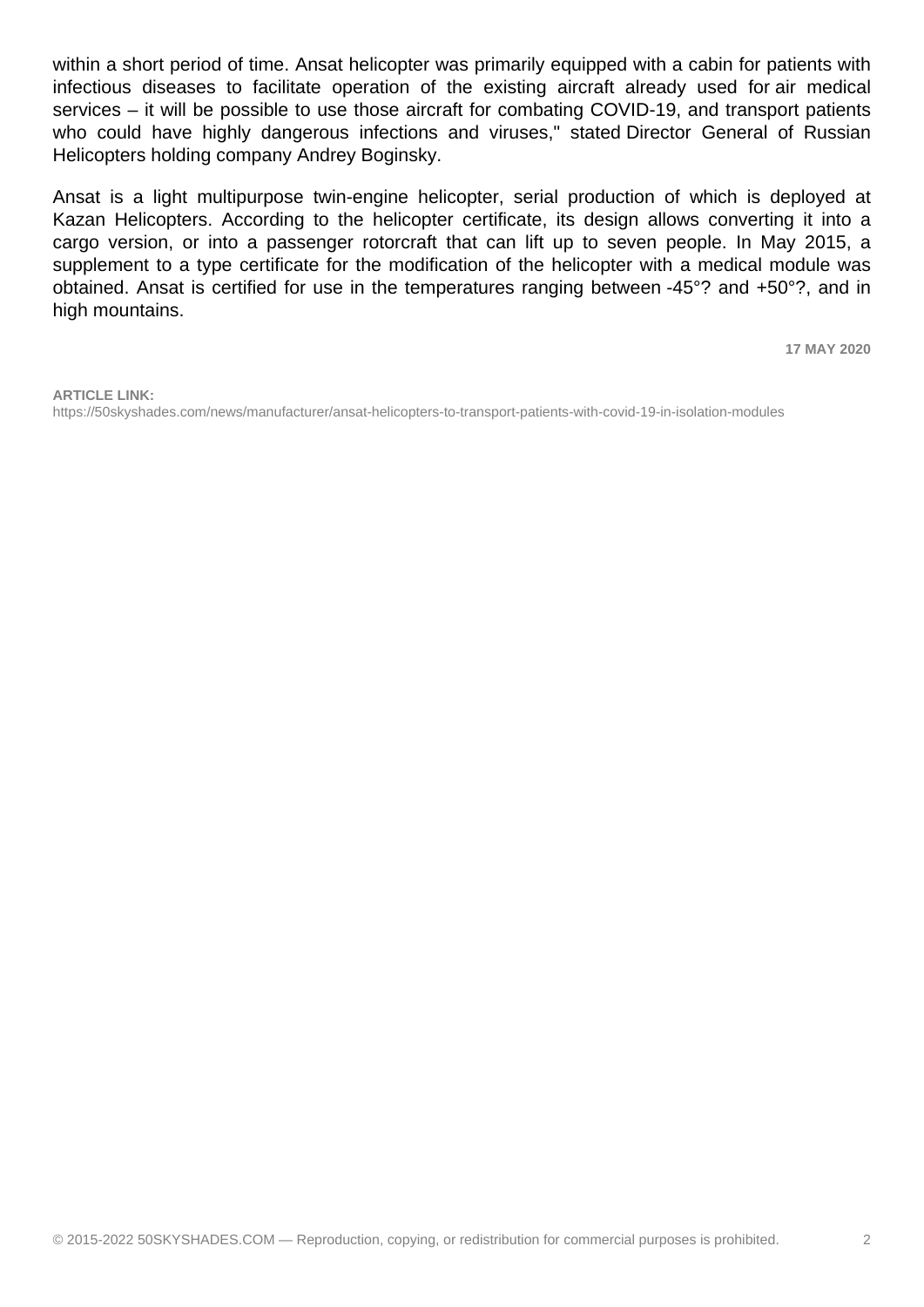within a short period of time. Ansat helicopter was primarily equipped with a cabin for patients with infectious diseases to facilitate operation of the existing aircraft already used for air medical services – it will be possible to use those aircraft for combating COVID-19, and transport patients who could have highly dangerous infections and viruses," stated Director General of Russian Helicopters holding company Andrey Boginsky.

Ansat is a light multipurpose twin-engine helicopter, serial production of which is deployed at Kazan Helicopters. According to the helicopter certificate, its design allows converting it into a cargo version, or into a passenger rotorcraft that can lift up to seven people. In May 2015, a supplement to a type certificate for the modification of the helicopter with a medical module was obtained. Ansat is certified for use in the temperatures ranging between -45°? and +50°?, and in high mountains.

**17 MAY 2020**

**ARTICLE LINK:**
https://50skyshades.com/news/manufacturer/ansat-helicopters-to-transport-patients-with-covid-19-in-isolation-modules

© 2015-2022 50SKYSHADES.COM — Reproduction, copying, or redistribution for commercial purposes is prohibited.